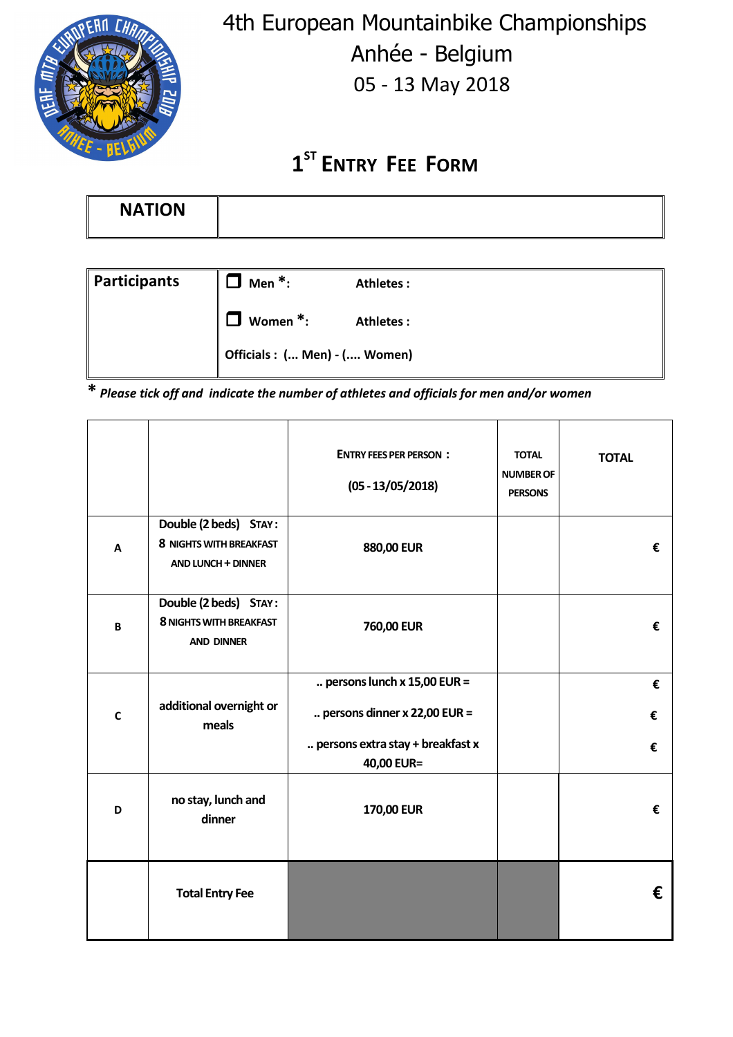# 4th European Mountainbike Championships

# Anhée - Belgium

# 05 - 13 May 2018

## 1ST ENTRY FEE FORM

| NATION | |
|---|---|

| Participants | ❒ Men *: Athletes : |
|---|---|
| | ❒ Women *: Athletes : |
| | Officials : (... Men) - (.... Women) |

\* *Please tick off and indicate the number of athletes and officials for men and/or women*

| | | ENTRY FEES PER PERSON : (05 - 13/05/2018) | TOTAL NUMBER OF PERSONS | TOTAL |
|---|---|---|---|---|
| A | Double (2 beds) STAY : 8 NIGHTS WITH BREAKFAST AND LUNCH + DINNER | 880,00 EUR | | € |
| B | Double (2 beds) STAY : 8 NIGHTS WITH BREAKFAST AND DINNER | 760,00 EUR | | € |
| C | additional overnight or meals | .. persons lunch x 15,00 EUR = | | € |
| | | .. persons dinner x 22,00 EUR = | | € |
| | | .. persons extra stay + breakfast x 40,00 EUR= | | € |
| D | no stay, lunch and dinner | 170,00 EUR | | € |
| | Total Entry Fee | | | € |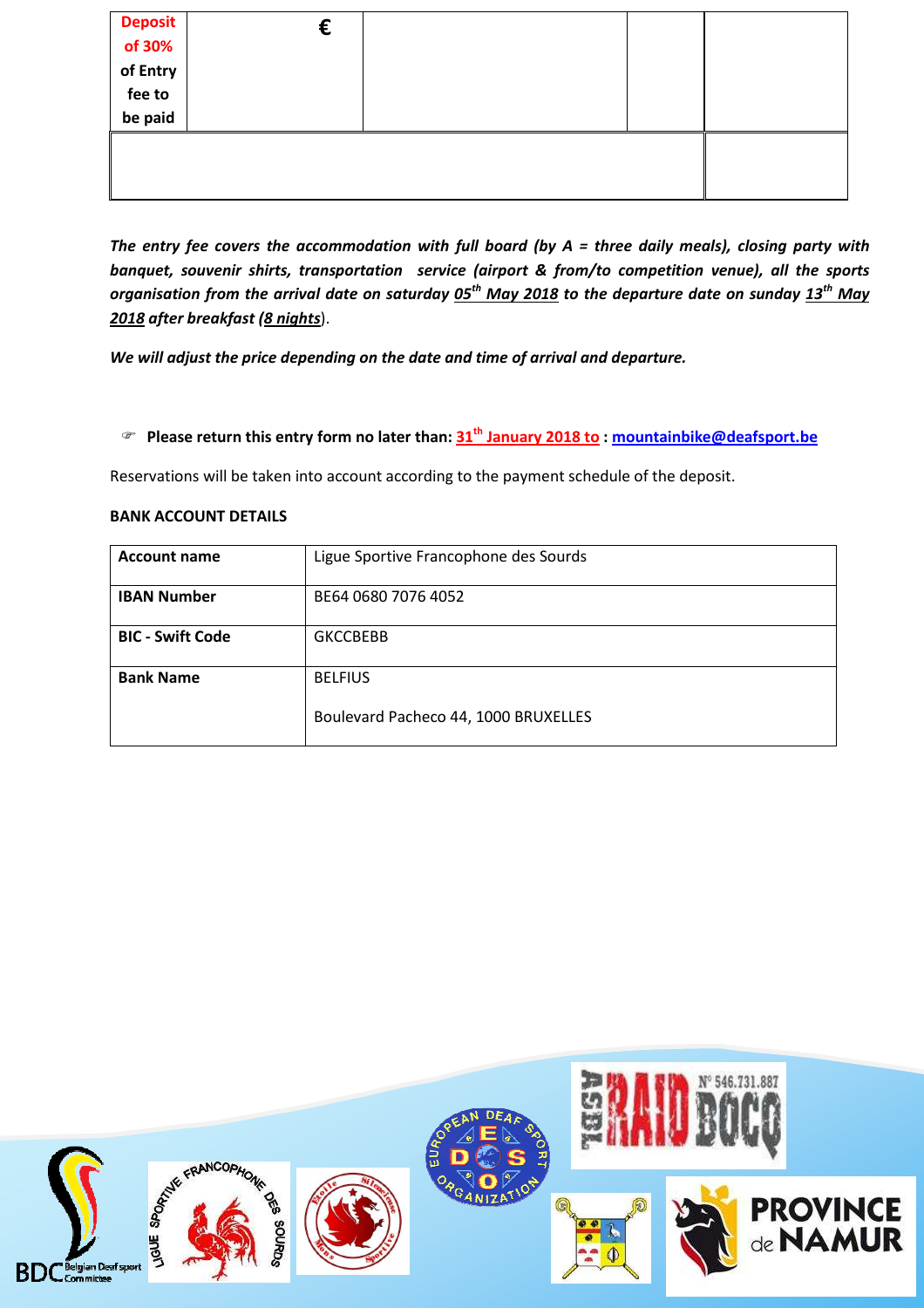| | | | | |
|---|---|---|---|---|
| **Deposit of 30% of Entry fee to be paid** | € | | | |
| | | | | |

***The entry fee covers the accommodation with full board (by A = three daily meals), closing party with banquet, souvenir shirts, transportation service (airport & from/to competition venue), all the sports organisation from the arrival date on saturday 05th May 2018 to the departure date on sunday 13th May 2018 after breakfast (8 nights).***

***We will adjust the price depending on the date and time of arrival and departure.***

☞ **Please return this entry form no later than: 31th January 2018 to : mountainbike@deafsport.be**

Reservations will be taken into account according to the payment schedule of the deposit.

**BANK ACCOUNT DETAILS**

| | |
|---|---|
| **Account name** | Ligue Sportive Francophone des Sourds |
| **IBAN Number** | BE64 0680 7076 4052 |
| **BIC - Swift Code** | GKCCBEBB |
| **Bank Name** | BELFIUS<br>Boulevard Pacheco 44, 1000 BRUXELLES |